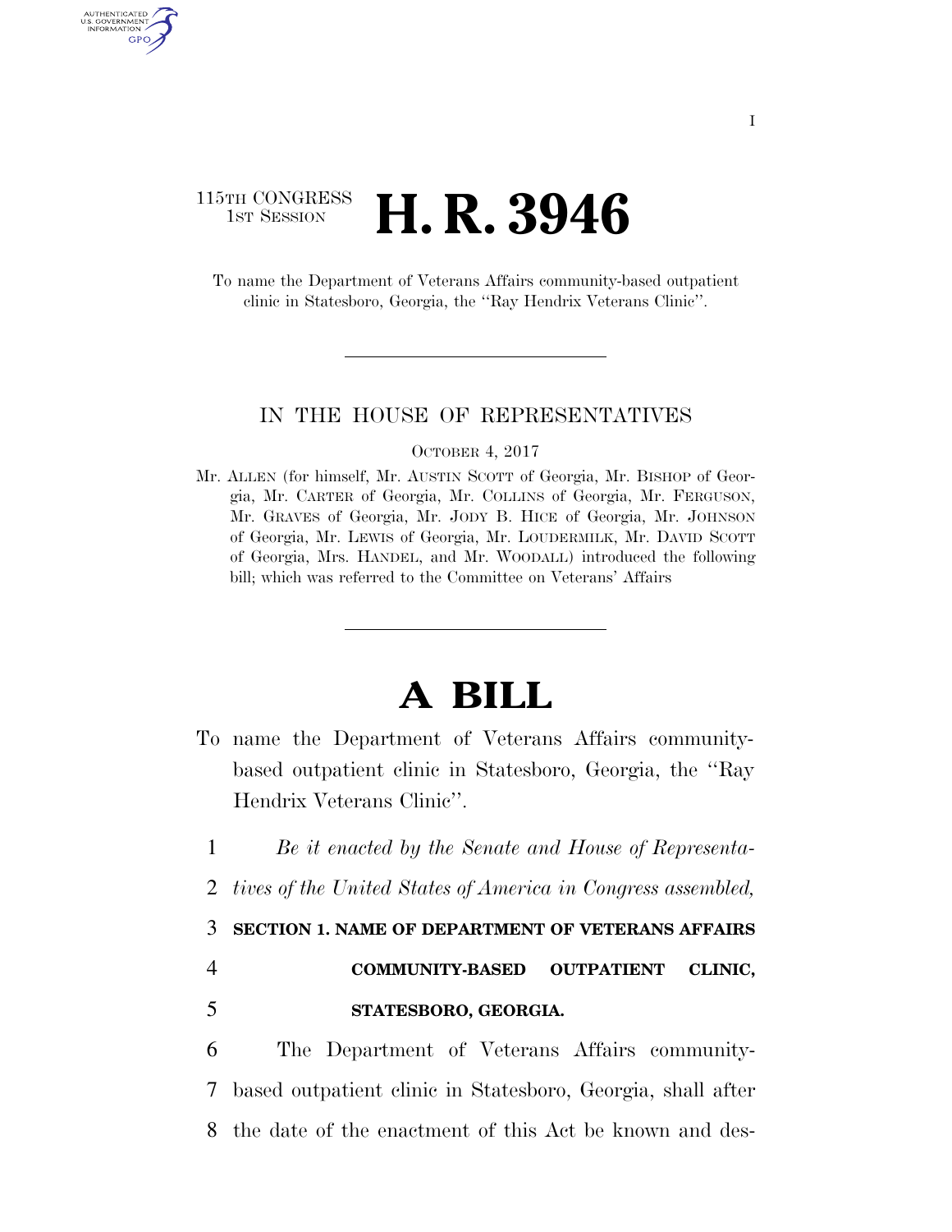115TH CONGRESS
1ST SESSION

# H. R. 3946

To name the Department of Veterans Affairs community-based outpatient clinic in Statesboro, Georgia, the ''Ray Hendrix Veterans Clinic''.

IN THE HOUSE OF REPRESENTATIVES

OCTOBER 4, 2017

Mr. ALLEN (for himself, Mr. AUSTIN SCOTT of Georgia, Mr. BISHOP of Georgia, Mr. CARTER of Georgia, Mr. COLLINS of Georgia, Mr. FERGUSON, Mr. GRAVES of Georgia, Mr. JODY B. HICE of Georgia, Mr. JOHNSON of Georgia, Mr. LEWIS of Georgia, Mr. LOUDERMILK, Mr. DAVID SCOTT of Georgia, Mrs. HANDEL, and Mr. WOODALL) introduced the following bill; which was referred to the Committee on Veterans' Affairs

# A BILL

To name the Department of Veterans Affairs community-based outpatient clinic in Statesboro, Georgia, the ''Ray Hendrix Veterans Clinic''.

1 *Be it enacted by the Senate and House of Representa-*
2 *tives of the United States of America in Congress assembled,*

3 **SECTION 1. NAME OF DEPARTMENT OF VETERANS AFFAIRS**
4 **COMMUNITY-BASED OUTPATIENT CLINIC,**
5 **STATESBORO, GEORGIA.**

6 The Department of Veterans Affairs community-
7 based outpatient clinic in Statesboro, Georgia, shall after
8 the date of the enactment of this Act be known and des-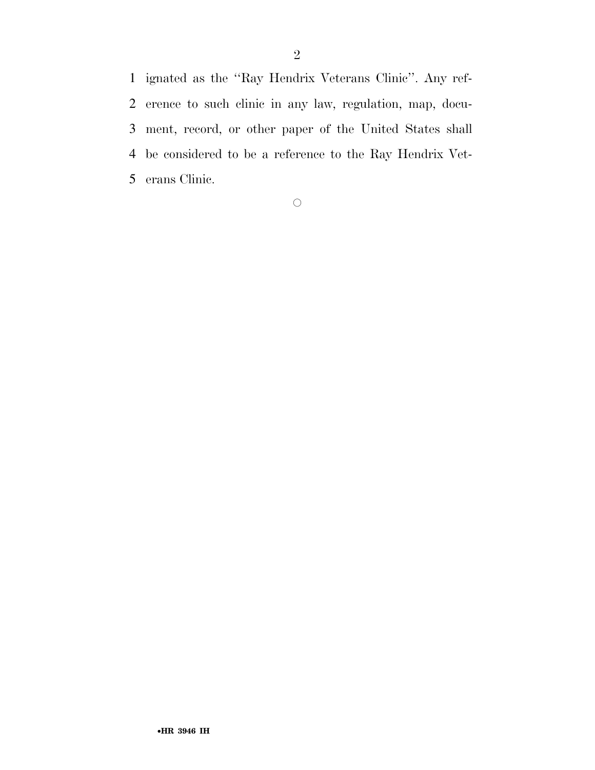ignated as the ''Ray Hendrix Veterans Clinic''. Any reference to such clinic in any law, regulation, map, document, record, or other paper of the United States shall be considered to be a reference to the Ray Hendrix Veterans Clinic.

○